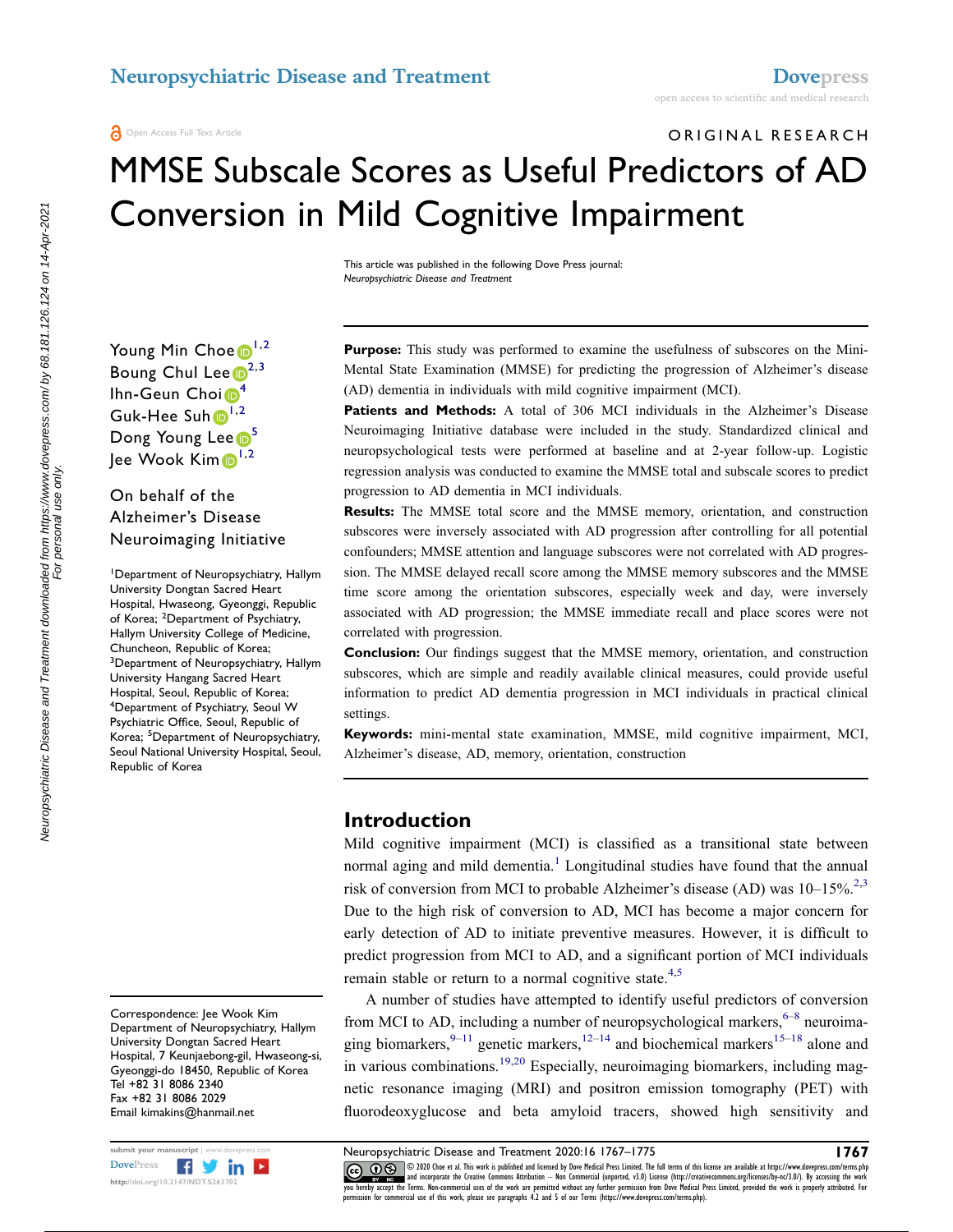Open Access Full Text Article

ORIGINAL RESEARCH

# MMSE Subscale Scores as Useful Predictors of AD Conversion in Mild Cognitive Impairment

This article was published in the following Dove Press journal:
*Neuropsychiatric Disease and Treatment*

Young Min Choe[1,2]
Boung Chul Lee[2,3]
Ihn-Geun Choi[4]
Guk-Hee Suh[1,2]
Dong Young Lee[5]
Jee Wook Kim[1,2]

On behalf of the Alzheimer's Disease Neuroimaging Initiative

[1]Department of Neuropsychiatry, Hallym University Dongtan Sacred Heart Hospital, Hwaseong, Gyeonggi, Republic of Korea; [2]Department of Psychiatry, Hallym University College of Medicine, Chuncheon, Republic of Korea; [3]Department of Neuropsychiatry, Hallym University Hangang Sacred Heart Hospital, Seoul, Republic of Korea; [4]Department of Psychiatry, Seoul W Psychiatric Office, Seoul, Republic of Korea; [5]Department of Neuropsychiatry, Seoul National University Hospital, Seoul, Republic of Korea

Correspondence: Jee Wook Kim
Department of Neuropsychiatry, Hallym University Dongtan Sacred Heart Hospital, 7 Keunjaebong-gil, Hwaseong-si, Gyeonggi-do 18450, Republic of Korea
Tel +82 31 8086 2340
Fax +82 31 8086 2029
Email kimakins@hanmail.net

**Purpose:** This study was performed to examine the usefulness of subscores on the Mini-Mental State Examination (MMSE) for predicting the progression of Alzheimer's disease (AD) dementia in individuals with mild cognitive impairment (MCI).

**Patients and Methods:** A total of 306 MCI individuals in the Alzheimer's Disease Neuroimaging Initiative database were included in the study. Standardized clinical and neuropsychological tests were performed at baseline and at 2-year follow-up. Logistic regression analysis was conducted to examine the MMSE total and subscale scores to predict progression to AD dementia in MCI individuals.

**Results:** The MMSE total score and the MMSE memory, orientation, and construction subscores were inversely associated with AD progression after controlling for all potential confounders; MMSE attention and language subscores were not correlated with AD progression. The MMSE delayed recall score among the MMSE memory subscores and the MMSE time score among the orientation subscores, especially week and day, were inversely associated with AD progression; the MMSE immediate recall and place scores were not correlated with progression.

**Conclusion:** Our findings suggest that the MMSE memory, orientation, and construction subscores, which are simple and readily available clinical measures, could provide useful information to predict AD dementia progression in MCI individuals in practical clinical settings.

**Keywords:** mini-mental state examination, MMSE, mild cognitive impairment, MCI, Alzheimer's disease, AD, memory, orientation, construction

## Introduction

Mild cognitive impairment (MCI) is classified as a transitional state between normal aging and mild dementia.[1] Longitudinal studies have found that the annual risk of conversion from MCI to probable Alzheimer's disease (AD) was 10–15%.[2,3] Due to the high risk of conversion to AD, MCI has become a major concern for early detection of AD to initiate preventive measures. However, it is difficult to predict progression from MCI to AD, and a significant portion of MCI individuals remain stable or return to a normal cognitive state.[4,5]

A number of studies have attempted to identify useful predictors of conversion from MCI to AD, including a number of neuropsychological markers,[6–8] neuroimaging biomarkers,[9–11] genetic markers,[12–14] and biochemical markers[15–18] alone and in various combinations.[19,20] Especially, neuroimaging biomarkers, including magnetic resonance imaging (MRI) and positron emission tomography (PET) with fluorodeoxyglucose and beta amyloid tracers, showed high sensitivity and

© 2020 Choe et al. This work is published and licensed by Dove Medical Press Limited. The full terms of this license are available at https://www.dovepress.com/terms.php and incorporate the Creative Commons Attribution – Non Commercial (unported, v3.0) License (http://creativecommons.org/licenses/by-nc/3.0/). By accessing the work you hereby accept the Terms. Non-commercial uses of the work are permitted without any further permission from Dove Medical Press Limited, provided the work is properly attributed. For permission for commercial use of this work, please see paragraphs 4.2 and 5 of our Terms (https://www.dovepress.com/terms.php).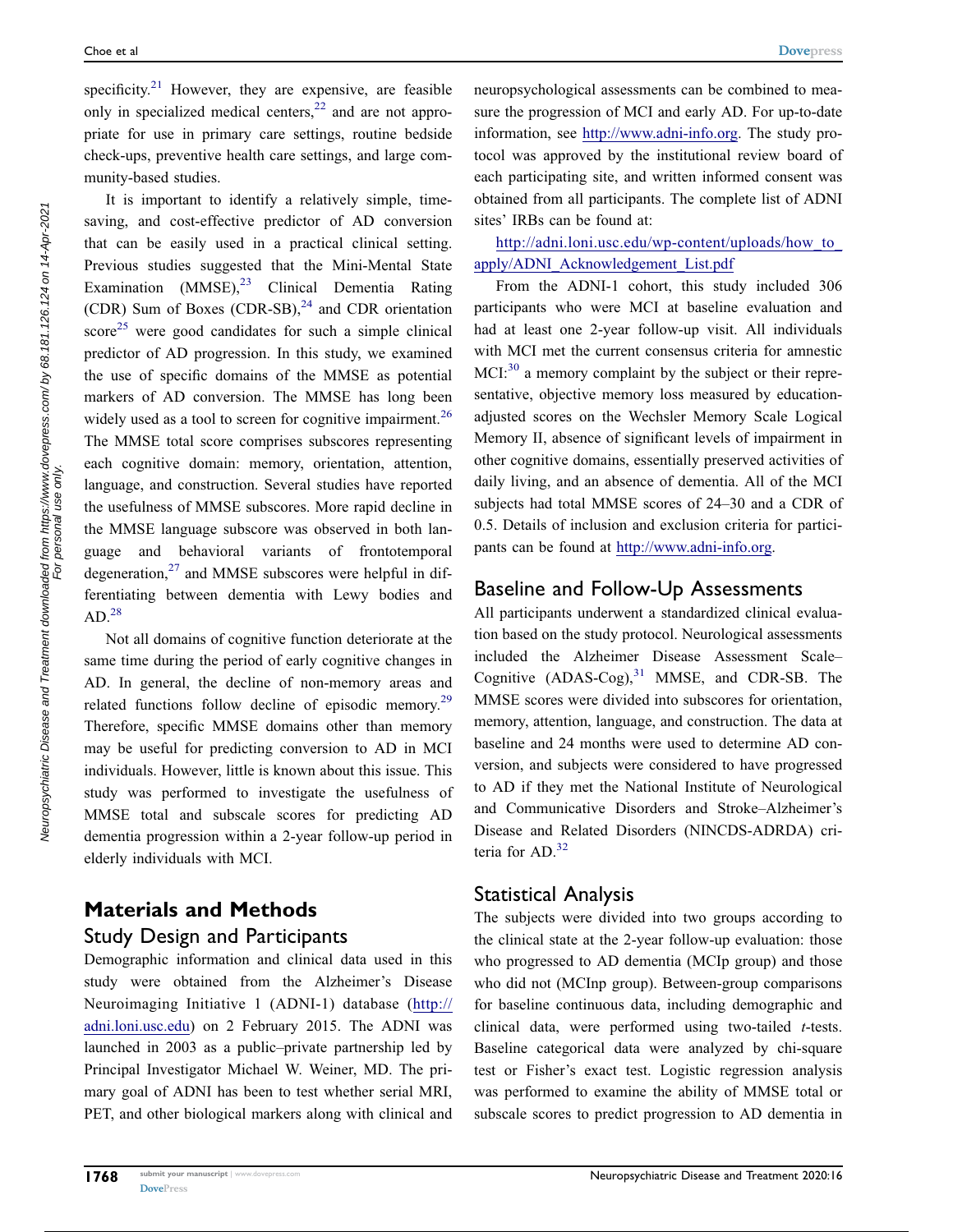specificity.[21] However, they are expensive, are feasible only in specialized medical centers,[22] and are not appropriate for use in primary care settings, routine bedside check-ups, preventive health care settings, and large community-based studies.

It is important to identify a relatively simple, time-saving, and cost-effective predictor of AD conversion that can be easily used in a practical clinical setting. Previous studies suggested that the Mini-Mental State Examination (MMSE),[23] Clinical Dementia Rating (CDR) Sum of Boxes (CDR-SB),[24] and CDR orientation score[25] were good candidates for such a simple clinical predictor of AD progression. In this study, we examined the use of specific domains of the MMSE as potential markers of AD conversion. The MMSE has long been widely used as a tool to screen for cognitive impairment.[26] The MMSE total score comprises subscores representing each cognitive domain: memory, orientation, attention, language, and construction. Several studies have reported the usefulness of MMSE subscores. More rapid decline in the MMSE language subscore was observed in both language and behavioral variants of frontotemporal degeneration,[27] and MMSE subscores were helpful in differentiating between dementia with Lewy bodies and AD.[28]

Not all domains of cognitive function deteriorate at the same time during the period of early cognitive changes in AD. In general, the decline of non-memory areas and related functions follow decline of episodic memory.[29] Therefore, specific MMSE domains other than memory may be useful for predicting conversion to AD in MCI individuals. However, little is known about this issue. This study was performed to investigate the usefulness of MMSE total and subscale scores for predicting AD dementia progression within a 2-year follow-up period in elderly individuals with MCI.

## Materials and Methods

### Study Design and Participants

Demographic information and clinical data used in this study were obtained from the Alzheimer's Disease Neuroimaging Initiative 1 (ADNI-1) database (http://adni.loni.usc.edu) on 2 February 2015. The ADNI was launched in 2003 as a public–private partnership led by Principal Investigator Michael W. Weiner, MD. The primary goal of ADNI has been to test whether serial MRI, PET, and other biological markers along with clinical and neuropsychological assessments can be combined to measure the progression of MCI and early AD. For up-to-date information, see http://www.adni-info.org. The study protocol was approved by the institutional review board of each participating site, and written informed consent was obtained from all participants. The complete list of ADNI sites' IRBs can be found at:

http://adni.loni.usc.edu/wp-content/uploads/how_to_apply/ADNI_Acknowledgement_List.pdf

From the ADNI-1 cohort, this study included 306 participants who were MCI at baseline evaluation and had at least one 2-year follow-up visit. All individuals with MCI met the current consensus criteria for amnestic MCI:[30] a memory complaint by the subject or their representative, objective memory loss measured by education-adjusted scores on the Wechsler Memory Scale Logical Memory II, absence of significant levels of impairment in other cognitive domains, essentially preserved activities of daily living, and an absence of dementia. All of the MCI subjects had total MMSE scores of 24–30 and a CDR of 0.5. Details of inclusion and exclusion criteria for participants can be found at http://www.adni-info.org.

### Baseline and Follow-Up Assessments

All participants underwent a standardized clinical evaluation based on the study protocol. Neurological assessments included the Alzheimer Disease Assessment Scale–Cognitive (ADAS-Cog),[31] MMSE, and CDR-SB. The MMSE scores were divided into subscores for orientation, memory, attention, language, and construction. The data at baseline and 24 months were used to determine AD conversion, and subjects were considered to have progressed to AD if they met the National Institute of Neurological and Communicative Disorders and Stroke–Alzheimer's Disease and Related Disorders (NINCDS-ADRDA) criteria for AD.[32]

### Statistical Analysis

The subjects were divided into two groups according to the clinical state at the 2-year follow-up evaluation: those who progressed to AD dementia (MCIp group) and those who did not (MCInp group). Between-group comparisons for baseline continuous data, including demographic and clinical data, were performed using two-tailed *t*-tests. Baseline categorical data were analyzed by chi-square test or Fisher's exact test. Logistic regression analysis was performed to examine the ability of MMSE total or subscale scores to predict progression to AD dementia in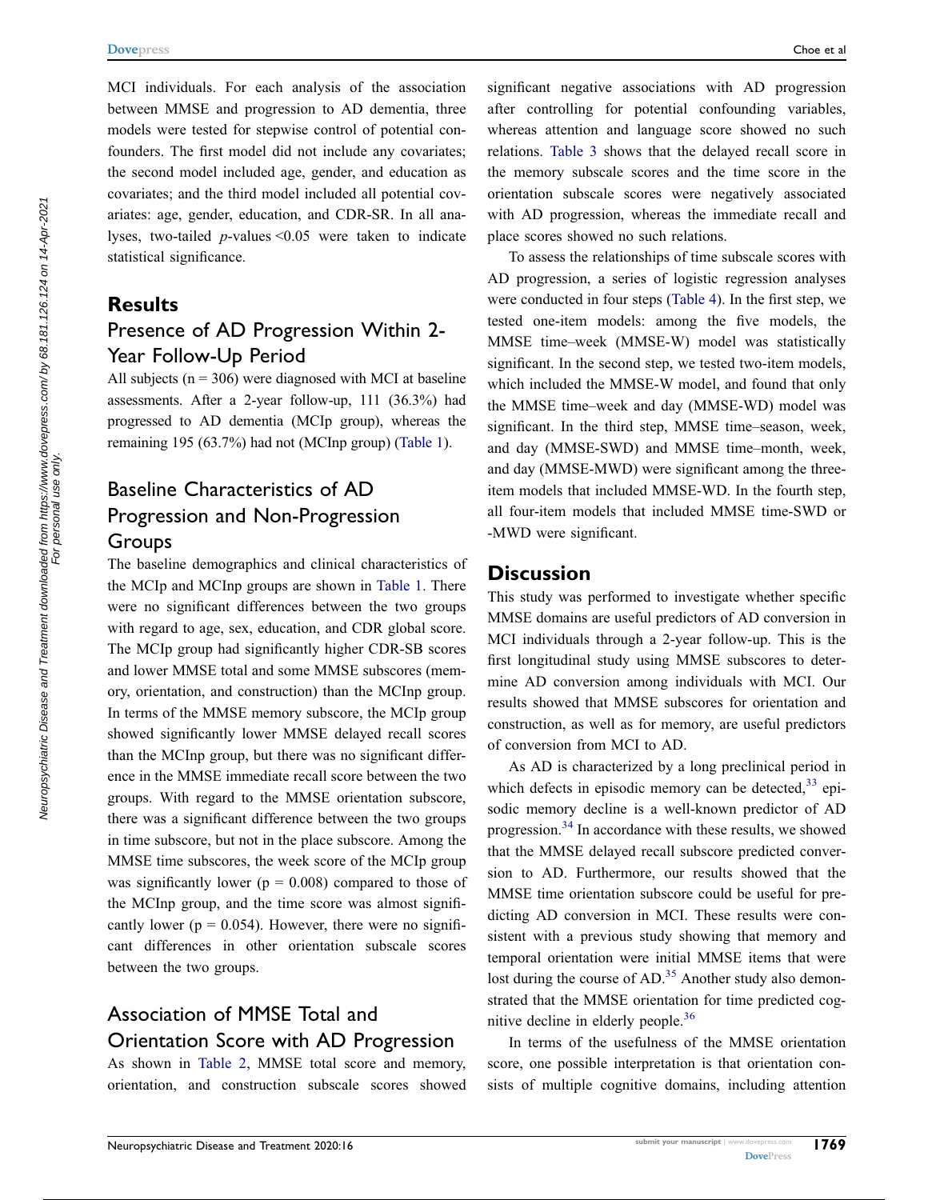MCI individuals. For each analysis of the association between MMSE and progression to AD dementia, three models were tested for stepwise control of potential confounders. The first model did not include any covariates; the second model included age, gender, and education as covariates; and the third model included all potential covariates: age, gender, education, and CDR-SR. In all analyses, two-tailed $p$-values <0.05 were taken to indicate statistical significance.

## Results

### Presence of AD Progression Within 2-Year Follow-Up Period

All subjects (n = 306) were diagnosed with MCI at baseline assessments. After a 2-year follow-up, 111 (36.3%) had progressed to AD dementia (MCIp group), whereas the remaining 195 (63.7%) had not (MCInp group) (Table 1).

### Baseline Characteristics of AD Progression and Non-Progression Groups

The baseline demographics and clinical characteristics of the MCIp and MCInp groups are shown in Table 1. There were no significant differences between the two groups with regard to age, sex, education, and CDR global score. The MCIp group had significantly higher CDR-SB scores and lower MMSE total and some MMSE subscores (memory, orientation, and construction) than the MCInp group. In terms of the MMSE memory subscore, the MCIp group showed significantly lower MMSE delayed recall scores than the MCInp group, but there was no significant difference in the MMSE immediate recall score between the two groups. With regard to the MMSE orientation subscore, there was a significant difference between the two groups in time subscore, but not in the place subscore. Among the MMSE time subscores, the week score of the MCIp group was significantly lower (p = 0.008) compared to those of the MCInp group, and the time score was almost significantly lower (p = 0.054). However, there were no significant differences in other orientation subscale scores between the two groups.

### Association of MMSE Total and Orientation Score with AD Progression

As shown in Table 2, MMSE total score and memory, orientation, and construction subscale scores showed significant negative associations with AD progression after controlling for potential confounding variables, whereas attention and language score showed no such relations. Table 3 shows that the delayed recall score in the memory subscale scores and the time score in the orientation subscale scores were negatively associated with AD progression, whereas the immediate recall and place scores showed no such relations.

To assess the relationships of time subscale scores with AD progression, a series of logistic regression analyses were conducted in four steps (Table 4). In the first step, we tested one-item models: among the five models, the MMSE time–week (MMSE-W) model was statistically significant. In the second step, we tested two-item models, which included the MMSE-W model, and found that only the MMSE time–week and day (MMSE-WD) model was significant. In the third step, MMSE time–season, week, and day (MMSE-SWD) and MMSE time–month, week, and day (MMSE-MWD) were significant among the three-item models that included MMSE-WD. In the fourth step, all four-item models that included MMSE time-SWD or -MWD were significant.

## Discussion

This study was performed to investigate whether specific MMSE domains are useful predictors of AD conversion in MCI individuals through a 2-year follow-up. This is the first longitudinal study using MMSE subscores to determine AD conversion among individuals with MCI. Our results showed that MMSE subscores for orientation and construction, as well as for memory, are useful predictors of conversion from MCI to AD.

As AD is characterized by a long preclinical period in which defects in episodic memory can be detected,[33] episodic memory decline is a well-known predictor of AD progression.[34] In accordance with these results, we showed that the MMSE delayed recall subscore predicted conversion to AD. Furthermore, our results showed that the MMSE time orientation subscore could be useful for predicting AD conversion in MCI. These results were consistent with a previous study showing that memory and temporal orientation were initial MMSE items that were lost during the course of AD.[35] Another study also demonstrated that the MMSE orientation for time predicted cognitive decline in elderly people.[36]

In terms of the usefulness of the MMSE orientation score, one possible interpretation is that orientation consists of multiple cognitive domains, including attention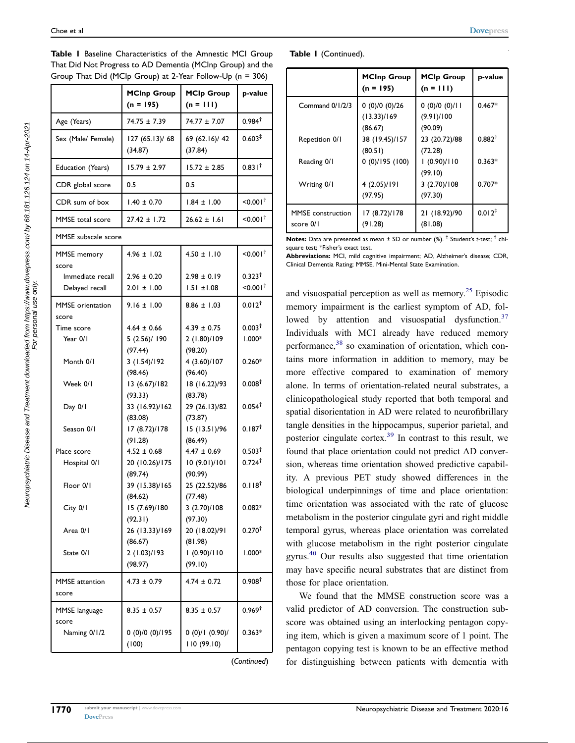**Table 1** Baseline Characteristics of the Amnestic MCI Group That Did Not Progress to AD Dementia (MCInp Group) and the Group That Did (MCIp Group) at 2-Year Follow-Up (n = 306)

| | MCInp Group (n = 195) | MCIp Group (n = 111) | p-value |
|---|---|---|---|
| Age (Years) | 74.75 ± 7.39 | 74.77 ± 7.07 | 0.984† |
| Sex (Male/ Female) | 127 (65.13)/ 68 (34.87) | 69 (62.16)/ 42 (37.84) | 0.603‡ |
| Education (Years) | 15.79 ± 2.97 | 15.72 ± 2.85 | 0.831† |
| CDR global score | 0.5 | 0.5 | |
| CDR sum of box | 1.40 ± 0.70 | 1.84 ± 1.00 | <0.001† |
| MMSE total score | 27.42 ± 1.72 | 26.62 ± 1.61 | <0.001† |
| MMSE subscale score | | | |
| MMSE memory score | 4.96 ± 1.02 | 4.50 ± 1.10 | <0.001† |
| Immediate recall | 2.96 ± 0.20 | 2.98 ± 0.19 | 0.323† |
| Delayed recall | 2.01 ± 1.00 | 1.51 ±1.08 | <0.001† |
| MMSE orientation score | 9.16 ± 1.00 | 8.86 ± 1.03 | 0.012† |
| Time score | 4.64 ± 0.66 | 4.39 ± 0.75 | 0.003† |
| Year 0/1 | 5 (2.56)/ 190 (97.44) | 2 (1.80)/109 (98.20) | 1.000* |
| Month 0/1 | 3 (1.54)/192 (98.46) | 4 (3.60)/107 (96.40) | 0.260* |
| Week 0/1 | 13 (6.67)/182 (93.33) | 18 (16.22)/93 (83.78) | 0.008† |
| Day 0/1 | 33 (16.92)/162 (83.08) | 29 (26.13)/82 (73.87) | 0.054† |
| Season 0/1 | 17 (8.72)/178 (91.28) | 15 (13.51)/96 (86.49) | 0.187† |
| Place score | 4.52 ± 0.68 | 4.47 ± 0.69 | 0.503† |
| Hospital 0/1 | 20 (10.26)/175 (89.74) | 10 (9.01)/101 (90.99) | 0.724† |
| Floor 0/1 | 39 (15.38)/165 (84.62) | 25 (22.52)/86 (77.48) | 0.118† |
| City 0/1 | 15 (7.69)/180 (92.31) | 3 (2.70)/108 (97.30) | 0.082* |
| Area 0/1 | 26 (13.33)/169 (86.67) | 20 (18.02)/91 (81.98) | 0.270† |
| State 0/1 | 2 (1.03)/193 (98.97) | 1 (0.90)/110 (99.10) | 1.000* |
| MMSE attention score | 4.73 ± 0.79 | 4.74 ± 0.72 | 0.908† |
| MMSE language score | 8.35 ± 0.57 | 8.35 ± 0.57 | 0.969† |
| Naming 0/1/2 | 0 (0)/0 (0)/195 (100) | 0 (0)/1 (0.90)/110 (99.10) | 0.363* |
| Command 0/1/2/3 | 0 (0)/0 (0)/26 (13.33)/169 (86.67) | 0 (0)/0 (0)/11 (9.91)/100 (90.09) | 0.467* |
| Repetition 0/1 | 38 (19.45)/157 (80.51) | 23 (20.72)/88 (72.28) | 0.882‡ |
| Reading 0/1 | 0 (0)/195 (100) | 1 (0.90)/110 (99.10) | 0.363* |
| Writing 0/1 | 4 (2.05)/191 (97.95) | 3 (2.70)/108 (97.30) | 0.707* |
| MMSE construction score 0/1 | 17 (8.72)/178 (91.28) | 21 (18.92)/90 (81.08) | 0.012‡ |

**Notes:** Data are presented as mean ± SD or number (%). † Student's t-test; ‡ chi-square test; *Fisher's exact test.

**Abbreviations:** MCI, mild cognitive impairment; AD, Alzheimer's disease; CDR, Clinical Dementia Rating; MMSE, Mini-Mental State Examination.

and visuospatial perception as well as memory.[25] Episodic memory impairment is the earliest symptom of AD, followed by attention and visuospatial dysfunction.[37] Individuals with MCI already have reduced memory performance,[38] so examination of orientation, which contains more information in addition to memory, may be more effective compared to examination of memory alone. In terms of orientation-related neural substrates, a clinicopathological study reported that both temporal and spatial disorientation in AD were related to neurofibrillary tangle densities in the hippocampus, superior parietal, and posterior cingulate cortex.[39] In contrast to this result, we found that place orientation could not predict AD conversion, whereas time orientation showed predictive capability. A previous PET study showed differences in the biological underpinnings of time and place orientation: time orientation was associated with the rate of glucose metabolism in the posterior cingulate gyri and right middle temporal gyrus, whereas place orientation was correlated with glucose metabolism in the right posterior cingulate gyrus.[40] Our results also suggested that time orientation may have specific neural substrates that are distinct from those for place orientation.

We found that the MMSE construction score was a valid predictor of AD conversion. The construction subscore was obtained using an interlocking pentagon copying item, which is given a maximum score of 1 point. The pentagon copying test is known to be an effective method for distinguishing between patients with dementia with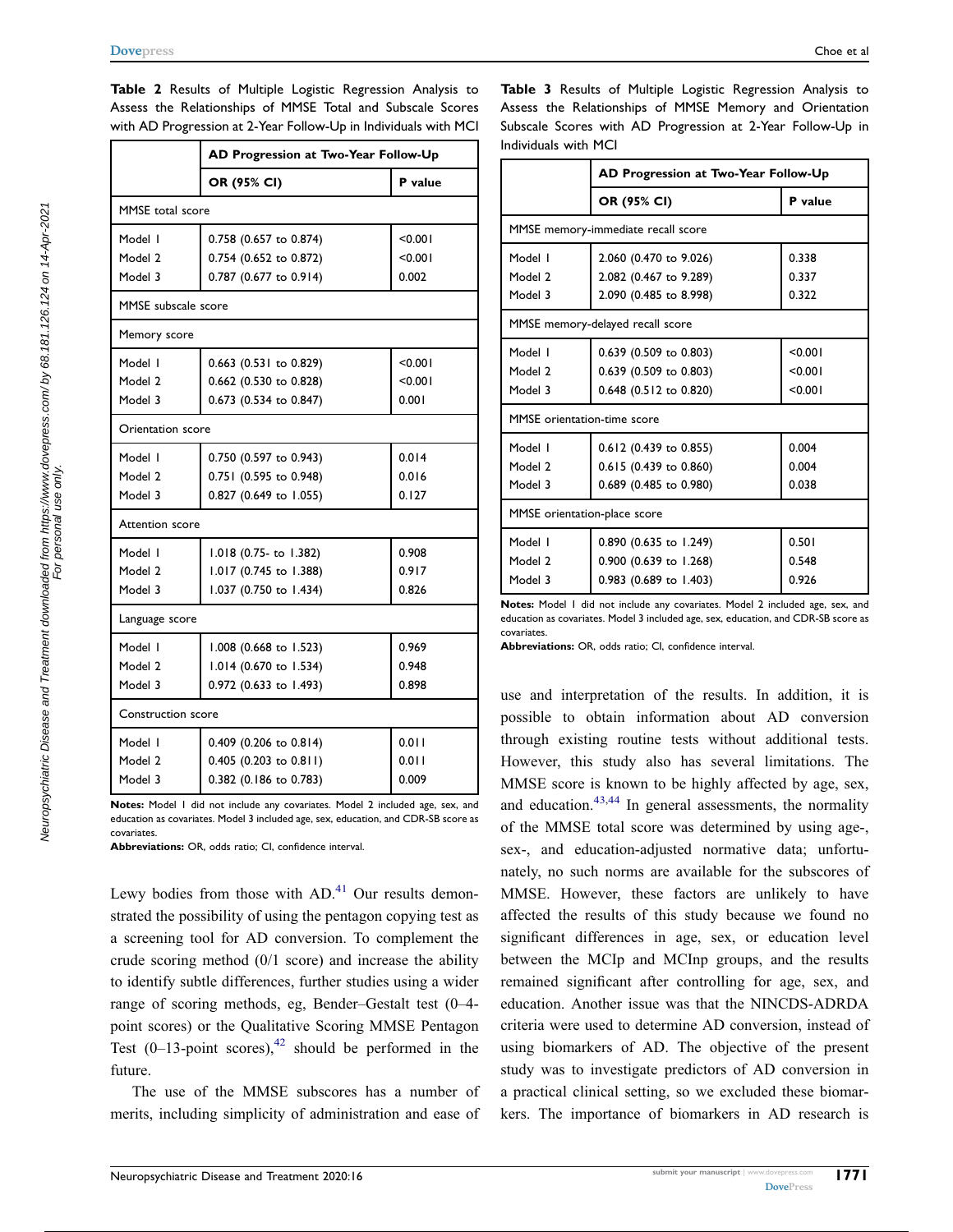**Table 2** Results of Multiple Logistic Regression Analysis to Assess the Relationships of MMSE Total and Subscale Scores with AD Progression at 2-Year Follow-Up in Individuals with MCI

| | AD Progression at Two-Year Follow-Up | |
|---|---|---|
| | **OR (95% CI)** | **P value** |
| MMSE total score | | |
| Model 1 | 0.758 (0.657 to 0.874) | <0.001 |
| Model 2 | 0.754 (0.652 to 0.872) | <0.001 |
| Model 3 | 0.787 (0.677 to 0.914) | 0.002 |
| MMSE subscale score | | |
| Memory score | | |
| Model 1 | 0.663 (0.531 to 0.829) | <0.001 |
| Model 2 | 0.662 (0.530 to 0.828) | <0.001 |
| Model 3 | 0.673 (0.534 to 0.847) | 0.001 |
| Orientation score | | |
| Model 1 | 0.750 (0.597 to 0.943) | 0.014 |
| Model 2 | 0.751 (0.595 to 0.948) | 0.016 |
| Model 3 | 0.827 (0.649 to 1.055) | 0.127 |
| Attention score | | |
| Model 1 | 1.018 (0.75- to 1.382) | 0.908 |
| Model 2 | 1.017 (0.745 to 1.388) | 0.917 |
| Model 3 | 1.037 (0.750 to 1.434) | 0.826 |
| Language score | | |
| Model 1 | 1.008 (0.668 to 1.523) | 0.969 |
| Model 2 | 1.014 (0.670 to 1.534) | 0.948 |
| Model 3 | 0.972 (0.633 to 1.493) | 0.898 |
| Construction score | | |
| Model 1 | 0.409 (0.206 to 0.814) | 0.011 |
| Model 2 | 0.405 (0.203 to 0.811) | 0.011 |
| Model 3 | 0.382 (0.186 to 0.783) | 0.009 |

**Notes:** Model 1 did not include any covariates. Model 2 included age, sex, and education as covariates. Model 3 included age, sex, education, and CDR-SB score as covariates.
**Abbreviations:** OR, odds ratio; CI, confidence interval.

Lewy bodies from those with AD.[41] Our results demonstrated the possibility of using the pentagon copying test as a screening tool for AD conversion. To complement the crude scoring method (0/1 score) and increase the ability to identify subtle differences, further studies using a wider range of scoring methods, eg, Bender–Gestalt test (0–4-point scores) or the Qualitative Scoring MMSE Pentagon Test (0–13-point scores),[42] should be performed in the future.

The use of the MMSE subscores has a number of merits, including simplicity of administration and ease of use and interpretation of the results. In addition, it is possible to obtain information about AD conversion through existing routine tests without additional tests. However, this study also has several limitations. The MMSE score is known to be highly affected by age, sex, and education.[43,44] In general assessments, the normality of the MMSE total score was determined by using age-, sex-, and education-adjusted normative data; unfortunately, no such norms are available for the subscores of MMSE. However, these factors are unlikely to have affected the results of this study because we found no significant differences in age, sex, or education level between the MCIp and MCInp groups, and the results remained significant after controlling for age, sex, and education. Another issue was that the NINCDS-ADRDA criteria were used to determine AD conversion, instead of using biomarkers of AD. The objective of the present study was to investigate predictors of AD conversion in a practical clinical setting, so we excluded these biomarkers. The importance of biomarkers in AD research is

**Table 3** Results of Multiple Logistic Regression Analysis to Assess the Relationships of MMSE Memory and Orientation Subscale Scores with AD Progression at 2-Year Follow-Up in Individuals with MCI

| | AD Progression at Two-Year Follow-Up | |
|---|---|---|
| | **OR (95% CI)** | **P value** |
| MMSE memory-immediate recall score | | |
| Model 1 | 2.060 (0.470 to 9.026) | 0.338 |
| Model 2 | 2.082 (0.467 to 9.289) | 0.337 |
| Model 3 | 2.090 (0.485 to 8.998) | 0.322 |
| MMSE memory-delayed recall score | | |
| Model 1 | 0.639 (0.509 to 0.803) | <0.001 |
| Model 2 | 0.639 (0.509 to 0.803) | <0.001 |
| Model 3 | 0.648 (0.512 to 0.820) | <0.001 |
| MMSE orientation-time score | | |
| Model 1 | 0.612 (0.439 to 0.855) | 0.004 |
| Model 2 | 0.615 (0.439 to 0.860) | 0.004 |
| Model 3 | 0.689 (0.485 to 0.980) | 0.038 |
| MMSE orientation-place score | | |
| Model 1 | 0.890 (0.635 to 1.249) | 0.501 |
| Model 2 | 0.900 (0.639 to 1.268) | 0.548 |
| Model 3 | 0.983 (0.689 to 1.403) | 0.926 |

**Notes:** Model 1 did not include any covariates. Model 2 included age, sex, and education as covariates. Model 3 included age, sex, education, and CDR-SB score as covariates.
**Abbreviations:** OR, odds ratio; CI, confidence interval.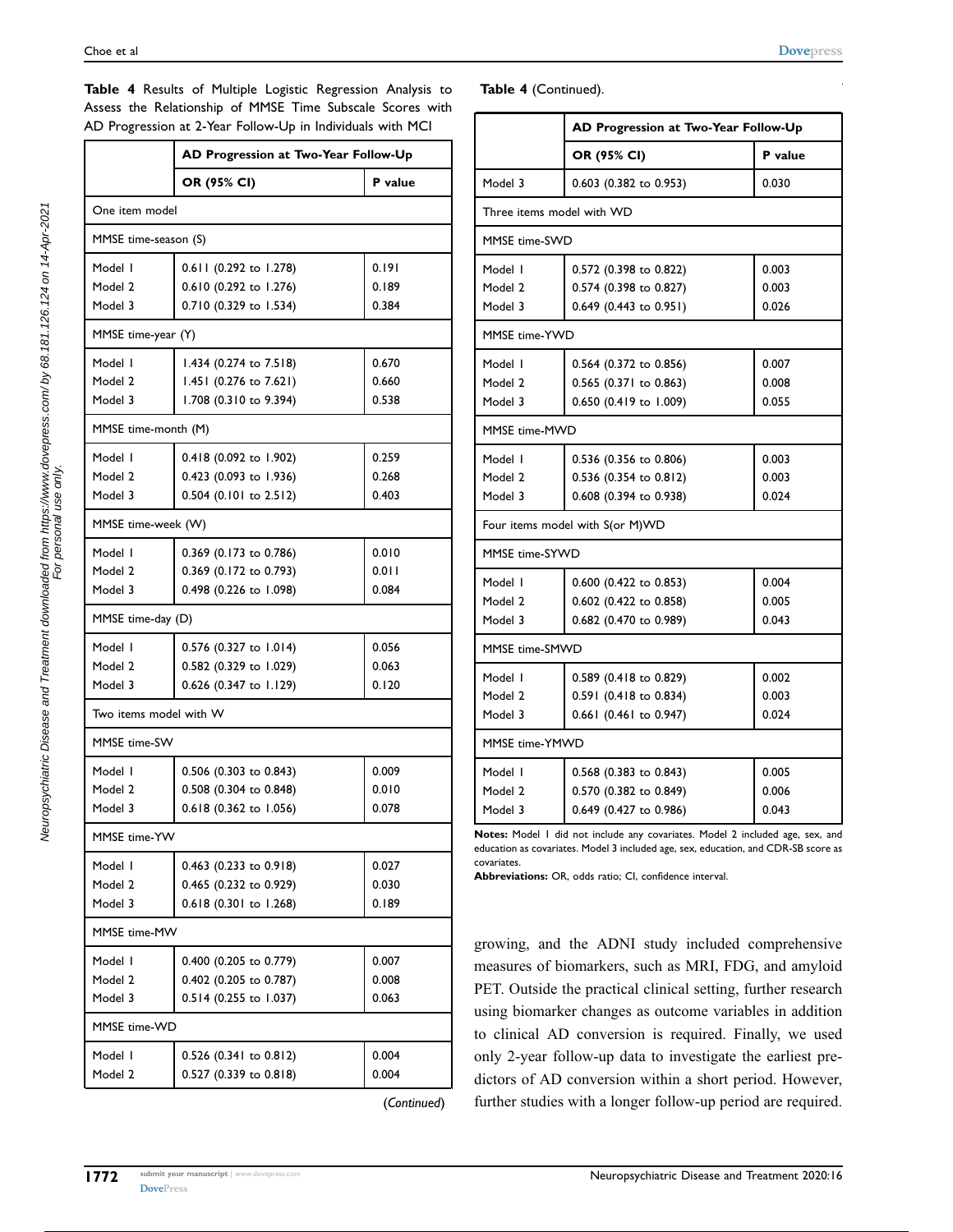**Table 4** Results of Multiple Logistic Regression Analysis to Assess the Relationship of MMSE Time Subscale Scores with AD Progression at 2-Year Follow-Up in Individuals with MCI

| | AD Progression at Two-Year Follow-Up | |
|---|---|---|
| | **OR (95% CI)** | **P value** |
| One item model | | |
| MMSE time-season (S) | | |
| Model 1 | 0.611 (0.292 to 1.278) | 0.191 |
| Model 2 | 0.610 (0.292 to 1.276) | 0.189 |
| Model 3 | 0.710 (0.329 to 1.534) | 0.384 |
| MMSE time-year (Y) | | |
| Model 1 | 1.434 (0.274 to 7.518) | 0.670 |
| Model 2 | 1.451 (0.276 to 7.621) | 0.660 |
| Model 3 | 1.708 (0.310 to 9.394) | 0.538 |
| MMSE time-month (M) | | |
| Model 1 | 0.418 (0.092 to 1.902) | 0.259 |
| Model 2 | 0.423 (0.093 to 1.936) | 0.268 |
| Model 3 | 0.504 (0.101 to 2.512) | 0.403 |
| MMSE time-week (W) | | |
| Model 1 | 0.369 (0.173 to 0.786) | 0.010 |
| Model 2 | 0.369 (0.172 to 0.793) | 0.011 |
| Model 3 | 0.498 (0.226 to 1.098) | 0.084 |
| MMSE time-day (D) | | |
| Model 1 | 0.576 (0.327 to 1.014) | 0.056 |
| Model 2 | 0.582 (0.329 to 1.029) | 0.063 |
| Model 3 | 0.626 (0.347 to 1.129) | 0.120 |
| Two items model with W | | |
| MMSE time-SW | | |
| Model 1 | 0.506 (0.303 to 0.843) | 0.009 |
| Model 2 | 0.508 (0.304 to 0.848) | 0.010 |
| Model 3 | 0.618 (0.362 to 1.056) | 0.078 |
| MMSE time-YW | | |
| Model 1 | 0.463 (0.233 to 0.918) | 0.027 |
| Model 2 | 0.465 (0.232 to 0.929) | 0.030 |
| Model 3 | 0.618 (0.301 to 1.268) | 0.189 |
| MMSE time-MW | | |
| Model 1 | 0.400 (0.205 to 0.779) | 0.007 |
| Model 2 | 0.402 (0.205 to 0.787) | 0.008 |
| Model 3 | 0.514 (0.255 to 1.037) | 0.063 |
| MMSE time-WD | | |
| Model 1 | 0.526 (0.341 to 0.812) | 0.004 |
| Model 2 | 0.527 (0.339 to 0.818) | 0.004 |
| Model 3 | 0.603 (0.382 to 0.953) | 0.030 |
| Three items model with WD | | |
| MMSE time-SWD | | |
| Model 1 | 0.572 (0.398 to 0.822) | 0.003 |
| Model 2 | 0.574 (0.398 to 0.827) | 0.003 |
| Model 3 | 0.649 (0.443 to 0.951) | 0.026 |
| MMSE time-YWD | | |
| Model 1 | 0.564 (0.372 to 0.856) | 0.007 |
| Model 2 | 0.565 (0.371 to 0.863) | 0.008 |
| Model 3 | 0.650 (0.419 to 1.009) | 0.055 |
| MMSE time-MWD | | |
| Model 1 | 0.536 (0.356 to 0.806) | 0.003 |
| Model 2 | 0.536 (0.354 to 0.812) | 0.003 |
| Model 3 | 0.608 (0.394 to 0.938) | 0.024 |
| Four items model with S(or M)WD | | |
| MMSE time-SYWD | | |
| Model 1 | 0.600 (0.422 to 0.853) | 0.004 |
| Model 2 | 0.602 (0.422 to 0.858) | 0.005 |
| Model 3 | 0.682 (0.470 to 0.989) | 0.043 |
| MMSE time-SMWD | | |
| Model 1 | 0.589 (0.418 to 0.829) | 0.002 |
| Model 2 | 0.591 (0.418 to 0.834) | 0.003 |
| Model 3 | 0.661 (0.461 to 0.947) | 0.024 |
| MMSE time-YMWD | | |
| Model 1 | 0.568 (0.383 to 0.843) | 0.005 |
| Model 2 | 0.570 (0.382 to 0.849) | 0.006 |
| Model 3 | 0.649 (0.427 to 0.986) | 0.043 |

**Notes:** Model 1 did not include any covariates. Model 2 included age, sex, and education as covariates. Model 3 included age, sex, education, and CDR-SB score as covariates.
**Abbreviations:** OR, odds ratio; CI, confidence interval.

growing, and the ADNI study included comprehensive measures of biomarkers, such as MRI, FDG, and amyloid PET. Outside the practical clinical setting, further research using biomarker changes as outcome variables in addition to clinical AD conversion is required. Finally, we used only 2-year follow-up data to investigate the earliest predictors of AD conversion within a short period. However, further studies with a longer follow-up period are required.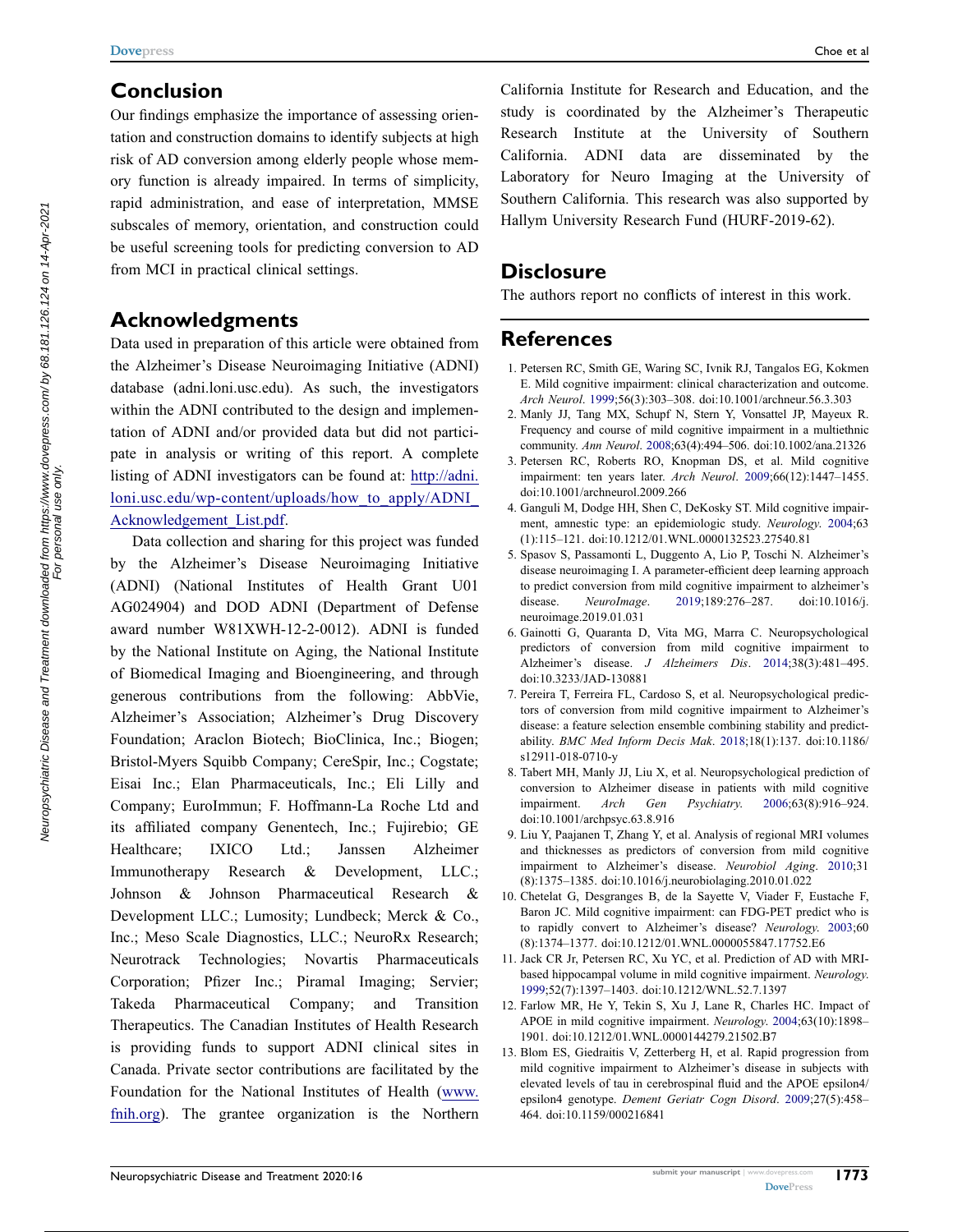## Conclusion

Our findings emphasize the importance of assessing orientation and construction domains to identify subjects at high risk of AD conversion among elderly people whose memory function is already impaired. In terms of simplicity, rapid administration, and ease of interpretation, MMSE subscales of memory, orientation, and construction could be useful screening tools for predicting conversion to AD from MCI in practical clinical settings.

## Acknowledgments

Data used in preparation of this article were obtained from the Alzheimer's Disease Neuroimaging Initiative (ADNI) database (adni.loni.usc.edu). As such, the investigators within the ADNI contributed to the design and implementation of ADNI and/or provided data but did not participate in analysis or writing of this report. A complete listing of ADNI investigators can be found at: http://adni.loni.usc.edu/wp-content/uploads/how_to_apply/ADNI_Acknowledgement_List.pdf.

Data collection and sharing for this project was funded by the Alzheimer's Disease Neuroimaging Initiative (ADNI) (National Institutes of Health Grant U01 AG024904) and DOD ADNI (Department of Defense award number W81XWH-12-2-0012). ADNI is funded by the National Institute on Aging, the National Institute of Biomedical Imaging and Bioengineering, and through generous contributions from the following: AbbVie, Alzheimer's Association; Alzheimer's Drug Discovery Foundation; Araclon Biotech; BioClinica, Inc.; Biogen; Bristol-Myers Squibb Company; CereSpir, Inc.; Cogstate; Eisai Inc.; Elan Pharmaceuticals, Inc.; Eli Lilly and Company; EuroImmun; F. Hoffmann-La Roche Ltd and its affiliated company Genentech, Inc.; Fujirebio; GE Healthcare; IXICO Ltd.; Janssen Alzheimer Immunotherapy Research & Development, LLC.; Johnson & Johnson Pharmaceutical Research & Development LLC.; Lumosity; Lundbeck; Merck & Co., Inc.; Meso Scale Diagnostics, LLC.; NeuroRx Research; Neurotrack Technologies; Novartis Pharmaceuticals Corporation; Pfizer Inc.; Piramal Imaging; Servier; Takeda Pharmaceutical Company; and Transition Therapeutics. The Canadian Institutes of Health Research is providing funds to support ADNI clinical sites in Canada. Private sector contributions are facilitated by the Foundation for the National Institutes of Health (www.fnih.org). The grantee organization is the Northern California Institute for Research and Education, and the study is coordinated by the Alzheimer's Therapeutic Research Institute at the University of Southern California. ADNI data are disseminated by the Laboratory for Neuro Imaging at the University of Southern California. This research was also supported by Hallym University Research Fund (HURF-2019-62).

## Disclosure

The authors report no conflicts of interest in this work.

## References

1. Petersen RC, Smith GE, Waring SC, Ivnik RJ, Tangalos EG, Kokmen E. Mild cognitive impairment: clinical characterization and outcome. *Arch Neurol*. 1999;56(3):303–308. doi:10.1001/archneur.56.3.303
2. Manly JJ, Tang MX, Schupf N, Stern Y, Vonsattel JP, Mayeux R. Frequency and course of mild cognitive impairment in a multiethnic community. *Ann Neurol*. 2008;63(4):494–506. doi:10.1002/ana.21326
3. Petersen RC, Roberts RO, Knopman DS, et al. Mild cognitive impairment: ten years later. *Arch Neurol*. 2009;66(12):1447–1455. doi:10.1001/archneurol.2009.266
4. Ganguli M, Dodge HH, Shen C, DeKosky ST. Mild cognitive impairment, amnestic type: an epidemiologic study. *Neurology*. 2004;63(1):115–121. doi:10.1212/01.WNL.0000132523.27540.81
5. Spasov S, Passamonti L, Duggento A, Lio P, Toschi N. Alzheimer's disease neuroimaging I. A parameter-efficient deep learning approach to predict conversion from mild cognitive impairment to alzheimer's disease. *NeuroImage*. 2019;189:276–287. doi:10.1016/j.neuroimage.2019.01.031
6. Gainotti G, Quaranta D, Vita MG, Marra C. Neuropsychological predictors of conversion from mild cognitive impairment to Alzheimer's disease. *J Alzheimers Dis*. 2014;38(3):481–495. doi:10.3233/JAD-130881
7. Pereira T, Ferreira FL, Cardoso S, et al. Neuropsychological predictors of conversion from mild cognitive impairment to Alzheimer's disease: a feature selection ensemble combining stability and predictability. *BMC Med Inform Decis Mak*. 2018;18(1):137. doi:10.1186/s12911-018-0710-y
8. Tabert MH, Manly JJ, Liu X, et al. Neuropsychological prediction of conversion to Alzheimer disease in patients with mild cognitive impairment. *Arch Gen Psychiatry*. 2006;63(8):916–924. doi:10.1001/archpsyc.63.8.916
9. Liu Y, Paajanen T, Zhang Y, et al. Analysis of regional MRI volumes and thicknesses as predictors of conversion from mild cognitive impairment to Alzheimer's disease. *Neurobiol Aging*. 2010;31(8):1375–1385. doi:10.1016/j.neurobiolaging.2010.01.022
10. Chetelat G, Desgranges B, de la Sayette V, Viader F, Eustache F, Baron JC. Mild cognitive impairment: can FDG-PET predict who is to rapidly convert to Alzheimer's disease? *Neurology*. 2003;60(8):1374–1377. doi:10.1212/01.WNL.0000055847.17752.E6
11. Jack CR Jr, Petersen RC, Xu YC, et al. Prediction of AD with MRI-based hippocampal volume in mild cognitive impairment. *Neurology*. 1999;52(7):1397–1403. doi:10.1212/WNL.52.7.1397
12. Farlow MR, He Y, Tekin S, Xu J, Lane R, Charles HC. Impact of APOE in mild cognitive impairment. *Neurology*. 2004;63(10):1898–1901. doi:10.1212/01.WNL.0000144279.21502.B7
13. Blom ES, Giedraitis V, Zetterberg H, et al. Rapid progression from mild cognitive impairment to Alzheimer's disease in subjects with elevated levels of tau in cerebrospinal fluid and the APOE epsilon4/epsilon4 genotype. *Dement Geriatr Cogn Disord*. 2009;27(5):458–464. doi:10.1159/000216841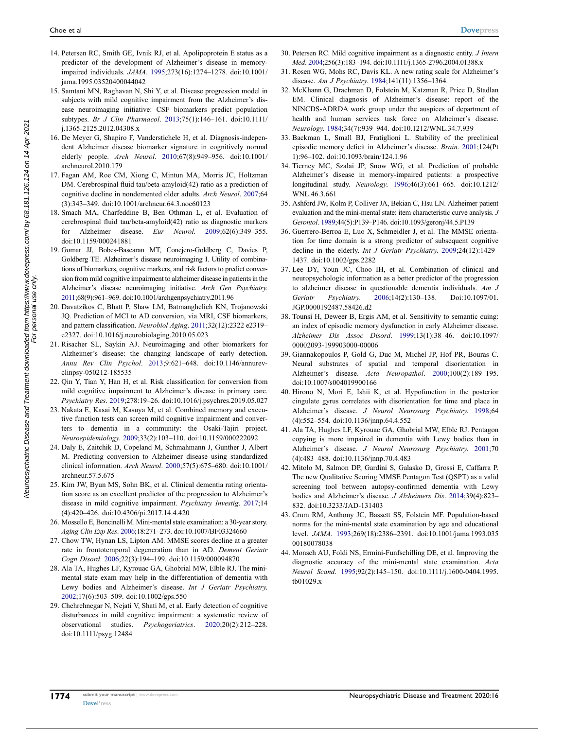14. Petersen RC, Smith GE, Ivnik RJ, et al. Apolipoprotein E status as a predictor of the development of Alzheimer's disease in memory-impaired individuals. *JAMA*. 1995;273(16):1274–1278. doi:10.1001/jama.1995.03520400044042
15. Samtani MN, Raghavan N, Shi Y, et al. Disease progression model in subjects with mild cognitive impairment from the Alzheimer's disease neuroimaging initiative: CSF biomarkers predict population subtypes. *Br J Clin Pharmacol*. 2013;75(1):146–161. doi:10.1111/j.1365-2125.2012.04308.x
16. De Meyer G, Shapiro F, Vanderstichele H, et al. Diagnosis-independent Alzheimer disease biomarker signature in cognitively normal elderly people. *Arch Neurol*. 2010;67(8):949–956. doi:10.1001/archneurol.2010.179
17. Fagan AM, Roe CM, Xiong C, Mintun MA, Morris JC, Holtzman DM. Cerebrospinal fluid tau/beta-amyloid(42) ratio as a prediction of cognitive decline in nondemented older adults. *Arch Neurol*. 2007;64(3):343–349. doi:10.1001/archneur.64.3.noc60123
18. Smach MA, Charfeddine B, Ben Othman L, et al. Evaluation of cerebrospinal fluid tau/beta-amyloid(42) ratio as diagnostic markers for Alzheimer disease. *Eur Neurol*. 2009;62(6):349–355. doi:10.1159/000241881
19. Gomar JJ, Bobes-Bascaran MT, Conejero-Goldberg C, Davies P, Goldberg TE. Alzheimer's disease neuroimaging I. Utility of combinations of biomarkers, cognitive markers, and risk factors to predict conversion from mild cognitive impairment to alzheimer disease in patients in the Alzheimer's disease neuroimaging initiative. *Arch Gen Psychiatry*. 2011;68(9):961–969. doi:10.1001/archgenpsychiatry.2011.96
20. Davatzikos C, Bhatt P, Shaw LM, Batmanghelich KN, Trojanowski JQ. Prediction of MCI to AD conversion, via MRI, CSF biomarkers, and pattern classification. *Neurobiol Aging*. 2011;32(12):2322 e2319–e2327. doi:10.1016/j.neurobiolaging.2010.05.023
21. Risacher SL, Saykin AJ. Neuroimaging and other biomarkers for Alzheimer's disease: the changing landscape of early detection. *Annu Rev Clin Psychol*. 2013;9:621–648. doi:10.1146/annurev-clinpsy-050212-185535
22. Qin Y, Tian Y, Han H, et al. Risk classification for conversion from mild cognitive impairment to Alzheimer's disease in primary care. *Psychiatry Res*. 2019;278:19–26. doi:10.1016/j.psychres.2019.05.027
23. Nakata E, Kasai M, Kasuya M, et al. Combined memory and executive function tests can screen mild cognitive impairment and converters to dementia in a community: the Osaki-Tajiri project. *Neuroepidemiology*. 2009;33(2):103–110. doi:10.1159/000222092
24. Daly E, Zaitchik D, Copeland M, Schmahmann J, Gunther J, Albert M. Predicting conversion to Alzheimer disease using standardized clinical information. *Arch Neurol*. 2000;57(5):675–680. doi:10.1001/archneur.57.5.675
25. Kim JW, Byun MS, Sohn BK, et al. Clinical dementia rating orientation score as an excellent predictor of the progression to Alzheimer's disease in mild cognitive impairment. *Psychiatry Investig*. 2017;14(4):420–426. doi:10.4306/pi.2017.14.4.420
26. Mossello E, Boncinelli M. Mini-mental state examination: a 30-year story. *Aging Clin Exp Res*. 2006;18:271–273. doi:10.1007/BF03324660
27. Chow TW, Hynan LS, Lipton AM. MMSE scores decline at a greater rate in frontotemporal degeneration than in AD. *Dement Geriatr Cogn Disord*. 2006;22(3):194–199. doi:10.1159/000094870
28. Ala TA, Hughes LF, Kyrouac GA, Ghobrial MW, Elble RJ. The mini-mental state exam may help in the differentiation of dementia with Lewy bodies and Alzheimer's disease. *Int J Geriatr Psychiatry*. 2002;17(6):503–509. doi:10.1002/gps.550
29. Chehrehnegar N, Nejati V, Shati M, et al. Early detection of cognitive disturbances in mild cognitive impairment: a systematic review of observational studies. *Psychogeriatrics*. 2020;20(2):212–228. doi:10.1111/psyg.12484
30. Petersen RC. Mild cognitive impairment as a diagnostic entity. *J Intern Med*. 2004;256(3):183–194. doi:10.1111/j.1365-2796.2004.01388.x
31. Rosen WG, Mohs RC, Davis KL. A new rating scale for Alzheimer's disease. *Am J Psychiatry*. 1984;141(11):1356–1364.
32. McKhann G, Drachman D, Folstein M, Katzman R, Price D, Stadlan EM. Clinical diagnosis of Alzheimer's disease: report of the NINCDS-ADRDA work group under the auspices of department of health and human services task force on Alzheimer's disease. *Neurology*. 1984;34(7):939–944. doi:10.1212/WNL.34.7.939
33. Backman L, Small BJ, Fratiglioni L. Stability of the preclinical episodic memory deficit in Alzheimer's disease. *Brain*. 2001;124(Pt 1):96–102. doi:10.1093/brain/124.1.96
34. Tierney MC, Szalai JP, Snow WG, et al. Prediction of probable Alzheimer's disease in memory-impaired patients: a prospective longitudinal study. *Neurology*. 1996;46(3):661–665. doi:10.1212/WNL.46.3.661
35. Ashford JW, Kolm P, Colliver JA, Bekian C, Hsu LN. Alzheimer patient evaluation and the mini-mental state: item characteristic curve analysis. *J Gerontol*. 1989;44(5):P139–P146. doi:10.1093/geronj/44.5.P139
36. Guerrero-Berroa E, Luo X, Schmeidler J, et al. The MMSE orientation for time domain is a strong predictor of subsequent cognitive decline in the elderly. *Int J Geriatr Psychiatry*. 2009;24(12):1429–1437. doi:10.1002/gps.2282
37. Lee DY, Youn JC, Choo IH, et al. Combination of clinical and neuropsychologic information as a better predictor of the progression to alzheimer disease in questionable dementia individuals. *Am J Geriatr Psychiatry*. 2006;14(2):130–138. Doi:10.1097/01.JGP.0000192487.58426.d2
38. Tounsi H, Deweer B, Ergis AM, et al. Sensitivity to semantic cuing: an index of episodic memory dysfunction in early Alzheimer disease. *Alzheimer Dis Assoc Disord*. 1999;13(1):38–46. doi:10.1097/00002093-199903000-00006
39. Giannakopoulos P, Gold G, Duc M, Michel JP, Hof PR, Bouras C. Neural substrates of spatial and temporal disorientation in Alzheimer's disease. *Acta Neuropathol*. 2000;100(2):189–195. doi:10.1007/s004019900166
40. Hirono N, Mori E, Ishii K, et al. Hypofunction in the posterior cingulate gyrus correlates with disorientation for time and place in Alzheimer's disease. *J Neurol Neurosurg Psychiatry*. 1998;64(4):552–554. doi:10.1136/jnnp.64.4.552
41. Ala TA, Hughes LF, Kyrouac GA, Ghobrial MW, Elble RJ. Pentagon copying is more impaired in dementia with Lewy bodies than in Alzheimer's disease. *J Neurol Neurosurg Psychiatry*. 2001;70(4):483–488. doi:10.1136/jnnp.70.4.483
42. Mitolo M, Salmon DP, Gardini S, Galasko D, Grossi E, Caffarra P. The new Qualitative Scoring MMSE Pentagon Test (QSPT) as a valid screening tool between autopsy-confirmed dementia with Lewy bodies and Alzheimer's disease. *J Alzheimers Dis*. 2014;39(4):823–832. doi:10.3233/JAD-131403
43. Crum RM, Anthony JC, Bassett SS, Folstein MF. Population-based norms for the mini-mental state examination by age and educational level. *JAMA*. 1993;269(18):2386–2391. doi:10.1001/jama.1993.03500180078038
44. Monsch AU, Foldi NS, Ermini-Funfschilling DE, et al. Improving the diagnostic accuracy of the mini-mental state examination. *Acta Neurol Scand*. 1995;92(2):145–150. doi:10.1111/j.1600-0404.1995.tb01029.x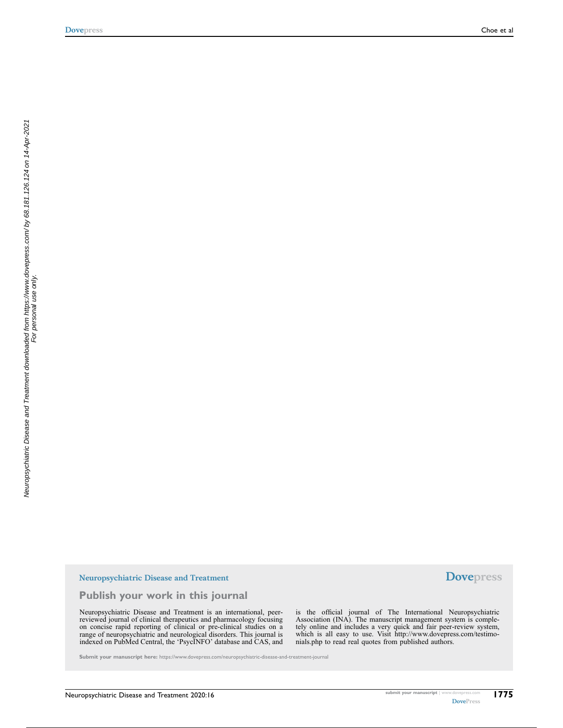## Neuropsychiatric Disease and Treatment

**Dovepress**

### Publish your work in this journal

Neuropsychiatric Disease and Treatment is an international, peer-reviewed journal of clinical therapeutics and pharmacology focusing on concise rapid reporting of clinical or pre-clinical studies on a range of neuropsychiatric and neurological disorders. This journal is indexed on PubMed Central, the 'PsycINFO' database and CAS, and is the official journal of The International Neuropsychiatric Association (INA). The manuscript management system is completely online and includes a very quick and fair peer-review system, which is all easy to use. Visit http://www.dovepress.com/testimonials.php to read real quotes from published authors.

**Submit your manuscript here:** https://www.dovepress.com/neuropsychiatric-disease-and-treatment-journal